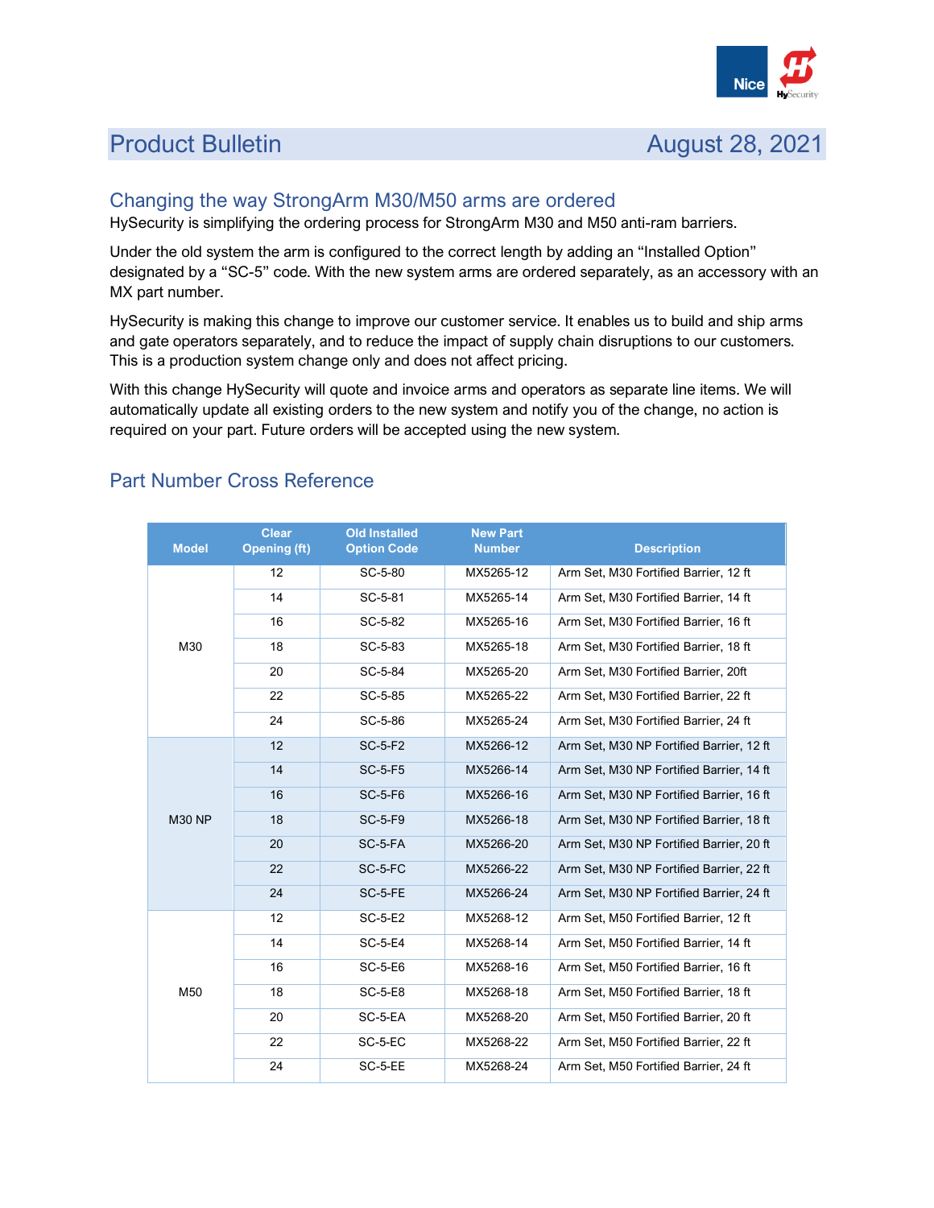## Product Bulletin — August 28, 2021

### Changing the way StrongArm M30/M50 arms are ordered

HySecurity is simplifying the ordering process for StrongArm M30 and M50 anti-ram barriers.

Under the old system the arm is configured to the correct length by adding an "Installed Option" designated by a "SC-5" code. With the new system arms are ordered separately, as an accessory with an MX part number.

HySecurity is making this change to improve our customer service. It enables us to build and ship arms and gate operators separately, and to reduce the impact of supply chain disruptions to our customers. This is a production system change only and does not affect pricing.

With this change HySecurity will quote and invoice arms and operators as separate line items. We will automatically update all existing orders to the new system and notify you of the change, no action is required on your part. Future orders will be accepted using the new system.

### Part Number Cross Reference

| Model | Clear Opening (ft) | Old Installed Option Code | New Part Number | Description |
|---|---|---|---|---|
| M30 | 12 | SC-5-80 | MX5265-12 | Arm Set, M30 Fortified Barrier, 12 ft |
| | 14 | SC-5-81 | MX5265-14 | Arm Set, M30 Fortified Barrier, 14 ft |
| | 16 | SC-5-82 | MX5265-16 | Arm Set, M30 Fortified Barrier, 16 ft |
| | 18 | SC-5-83 | MX5265-18 | Arm Set, M30 Fortified Barrier, 18 ft |
| | 20 | SC-5-84 | MX5265-20 | Arm Set, M30 Fortified Barrier, 20ft |
| | 22 | SC-5-85 | MX5265-22 | Arm Set, M30 Fortified Barrier, 22 ft |
| | 24 | SC-5-86 | MX5265-24 | Arm Set, M30 Fortified Barrier, 24 ft |
| M30 NP | 12 | SC-5-F2 | MX5266-12 | Arm Set, M30 NP Fortified Barrier, 12 ft |
| | 14 | SC-5-F5 | MX5266-14 | Arm Set, M30 NP Fortified Barrier, 14 ft |
| | 16 | SC-5-F6 | MX5266-16 | Arm Set, M30 NP Fortified Barrier, 16 ft |
| | 18 | SC-5-F9 | MX5266-18 | Arm Set, M30 NP Fortified Barrier, 18 ft |
| | 20 | SC-5-FA | MX5266-20 | Arm Set, M30 NP Fortified Barrier, 20 ft |
| | 22 | SC-5-FC | MX5266-22 | Arm Set, M30 NP Fortified Barrier, 22 ft |
| | 24 | SC-5-FE | MX5266-24 | Arm Set, M30 NP Fortified Barrier, 24 ft |
| M50 | 12 | SC-5-E2 | MX5268-12 | Arm Set, M50 Fortified Barrier, 12 ft |
| | 14 | SC-5-E4 | MX5268-14 | Arm Set, M50 Fortified Barrier, 14 ft |
| | 16 | SC-5-E6 | MX5268-16 | Arm Set, M50 Fortified Barrier, 16 ft |
| | 18 | SC-5-E8 | MX5268-18 | Arm Set, M50 Fortified Barrier, 18 ft |
| | 20 | SC-5-EA | MX5268-20 | Arm Set, M50 Fortified Barrier, 20 ft |
| | 22 | SC-5-EC | MX5268-22 | Arm Set, M50 Fortified Barrier, 22 ft |
| | 24 | SC-5-EE | MX5268-24 | Arm Set, M50 Fortified Barrier, 24 ft |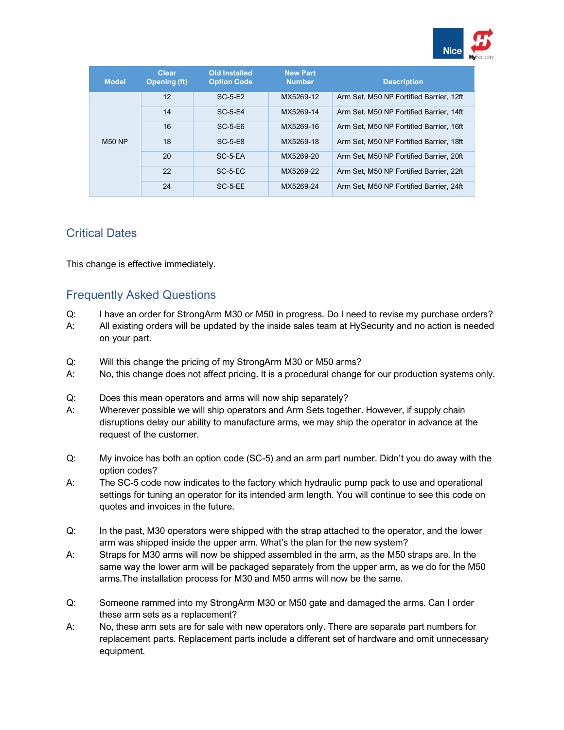| Model | Clear Opening (ft) | Old Installed Option Code | New Part Number | Description |
|---|---|---|---|---|
| M50 NP | 12 | SC-5-E2 | MX5269-12 | Arm Set, M50 NP Fortified Barrier, 12ft |
| | 14 | SC-5-E4 | MX5269-14 | Arm Set, M50 NP Fortified Barrier, 14ft |
| | 16 | SC-5-E6 | MX5269-16 | Arm Set, M50 NP Fortified Barrier, 16ft |
| | 18 | SC-5-E8 | MX5269-18 | Arm Set, M50 NP Fortified Barrier, 18ft |
| | 20 | SC-5-EA | MX5269-20 | Arm Set, M50 NP Fortified Barrier, 20ft |
| | 22 | SC-5-EC | MX5269-22 | Arm Set, M50 NP Fortified Barrier, 22ft |
| | 24 | SC-5-EE | MX5269-24 | Arm Set, M50 NP Fortified Barrier, 24ft |

## Critical Dates

This change is effective immediately.

## Frequently Asked Questions

Q: I have an order for StrongArm M30 or M50 in progress. Do I need to revise my purchase orders?
A: All existing orders will be updated by the inside sales team at HySecurity and no action is needed on your part.

Q: Will this change the pricing of my StrongArm M30 or M50 arms?
A: No, this change does not affect pricing. It is a procedural change for our production systems only.

Q: Does this mean operators and arms will now ship separately?
A: Wherever possible we will ship operators and Arm Sets together. However, if supply chain disruptions delay our ability to manufacture arms, we may ship the operator in advance at the request of the customer.

Q: My invoice has both an option code (SC-5) and an arm part number. Didn't you do away with the option codes?
A: The SC-5 code now indicates to the factory which hydraulic pump pack to use and operational settings for tuning an operator for its intended arm length. You will continue to see this code on quotes and invoices in the future.

Q: In the past, M30 operators were shipped with the strap attached to the operator, and the lower arm was shipped inside the upper arm. What's the plan for the new system?
A: Straps for M30 arms will now be shipped assembled in the arm, as the M50 straps are. In the same way the lower arm will be packaged separately from the upper arm, as we do for the M50 arms.The installation process for M30 and M50 arms will now be the same.

Q: Someone rammed into my StrongArm M30 or M50 gate and damaged the arms. Can I order these arm sets as a replacement?
A: No, these arm sets are for sale with new operators only. There are separate part numbers for replacement parts. Replacement parts include a different set of hardware and omit unnecessary equipment.